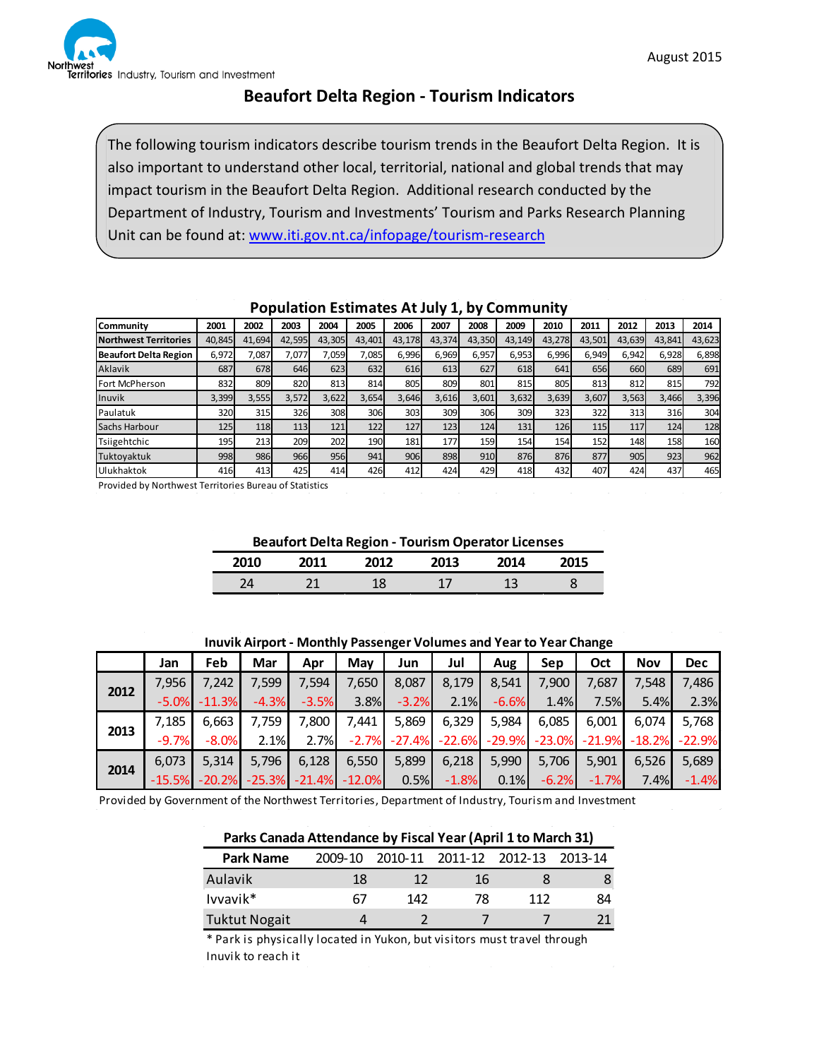Northwest Territories Industry, Tourism and Investment

August 2015

# Beaufort Delta Region - Tourism Indicators

The following tourism indicators describe tourism trends in the Beaufort Delta Region. It is also important to understand other local, territorial, national and global trends that may impact tourism in the Beaufort Delta Region. Additional research conducted by the Department of Industry, Tourism and Investments' Tourism and Parks Research Planning Unit can be found at: [www.iti.gov.nt.ca/infopage/tourism-research](www.iti.gov.nt.ca/infopage/tourism-research)

## Population Estimates At July 1, by Community

| Community | 2001 | 2002 | 2003 | 2004 | 2005 | 2006 | 2007 | 2008 | 2009 | 2010 | 2011 | 2012 | 2013 | 2014 |
|---|---|---|---|---|---|---|---|---|---|---|---|---|---|---|
| **Northwest Territories** | 40,845 | 41,694 | 42,595 | 43,305 | 43,401 | 43,178 | 43,374 | 43,350 | 43,149 | 43,278 | 43,501 | 43,639 | 43,841 | 43,623 |
| **Beaufort Delta Region** | 6,972 | 7,087 | 7,077 | 7,059 | 7,085 | 6,996 | 6,969 | 6,957 | 6,953 | 6,996 | 6,949 | 6,942 | 6,928 | 6,898 |
| Aklavik | 687 | 678 | 646 | 623 | 632 | 616 | 613 | 627 | 618 | 641 | 656 | 660 | 689 | 691 |
| Fort McPherson | 832 | 809 | 820 | 813 | 814 | 805 | 809 | 801 | 815 | 805 | 813 | 812 | 815 | 792 |
| Inuvik | 3,399 | 3,555 | 3,572 | 3,622 | 3,654 | 3,646 | 3,616 | 3,601 | 3,632 | 3,639 | 3,607 | 3,563 | 3,466 | 3,396 |
| Paulatuk | 320 | 315 | 326 | 308 | 306 | 303 | 309 | 306 | 309 | 323 | 322 | 313 | 316 | 304 |
| Sachs Harbour | 125 | 118 | 113 | 121 | 122 | 127 | 123 | 124 | 131 | 126 | 115 | 117 | 124 | 128 |
| Tsiigehtchic | 195 | 213 | 209 | 202 | 190 | 181 | 177 | 159 | 154 | 154 | 152 | 148 | 158 | 160 |
| Tuktoyaktuk | 998 | 986 | 966 | 956 | 941 | 906 | 898 | 910 | 876 | 876 | 877 | 905 | 923 | 962 |
| Ulukhaktok | 416 | 413 | 425 | 414 | 426 | 412 | 424 | 429 | 418 | 432 | 407 | 424 | 437 | 465 |

Provided by Northwest Territories Bureau of Statistics

## Beaufort Delta Region - Tourism Operator Licenses

| 2010 | 2011 | 2012 | 2013 | 2014 | 2015 |
|---|---|---|---|---|---|
| 24 | 21 | 18 | 17 | 13 | 8 |

## Inuvik Airport - Monthly Passenger Volumes and Year to Year Change

| | Jan | Feb | Mar | Apr | May | Jun | Jul | Aug | Sep | Oct | Nov | Dec |
|---|---|---|---|---|---|---|---|---|---|---|---|---|
| **2012** | 7,956 | 7,242 | 7,599 | 7,594 | 7,650 | 8,087 | 8,179 | 8,541 | 7,900 | 7,687 | 7,548 | 7,486 |
| | -5.0% | -11.3% | -4.3% | -3.5% | 3.8% | -3.2% | 2.1% | -6.6% | 1.4% | 7.5% | 5.4% | 2.3% |
| **2013** | 7,185 | 6,663 | 7,759 | 7,800 | 7,441 | 5,869 | 6,329 | 5,984 | 6,085 | 6,001 | 6,074 | 5,768 |
| | -9.7% | -8.0% | 2.1% | 2.7% | -2.7% | -27.4% | -22.6% | -29.9% | -23.0% | -21.9% | -18.2% | -22.9% |
| **2014** | 6,073 | 5,314 | 5,796 | 6,128 | 6,550 | 5,899 | 6,218 | 5,990 | 5,706 | 5,901 | 6,526 | 5,689 |
| | -15.5% | -20.2% | -25.3% | -21.4% | -12.0% | 0.5% | -1.8% | 0.1% | -6.2% | -1.7% | 7.4% | -1.4% |

Provided by Government of the Northwest Territories, Department of Industry, Tourism and Investment

## Parks Canada Attendance by Fiscal Year (April 1 to March 31)

| Park Name | 2009-10 | 2010-11 | 2011-12 | 2012-13 | 2013-14 |
|---|---|---|---|---|---|
| Aulavik | 18 | 12 | 16 | 8 | 8 |
| Ivvavik* | 67 | 142 | 78 | 112 | 84 |
| Tuktut Nogait | 4 | 2 | 7 | 7 | 21 |

* Park is physically located in Yukon, but visitors must travel through Inuvik to reach it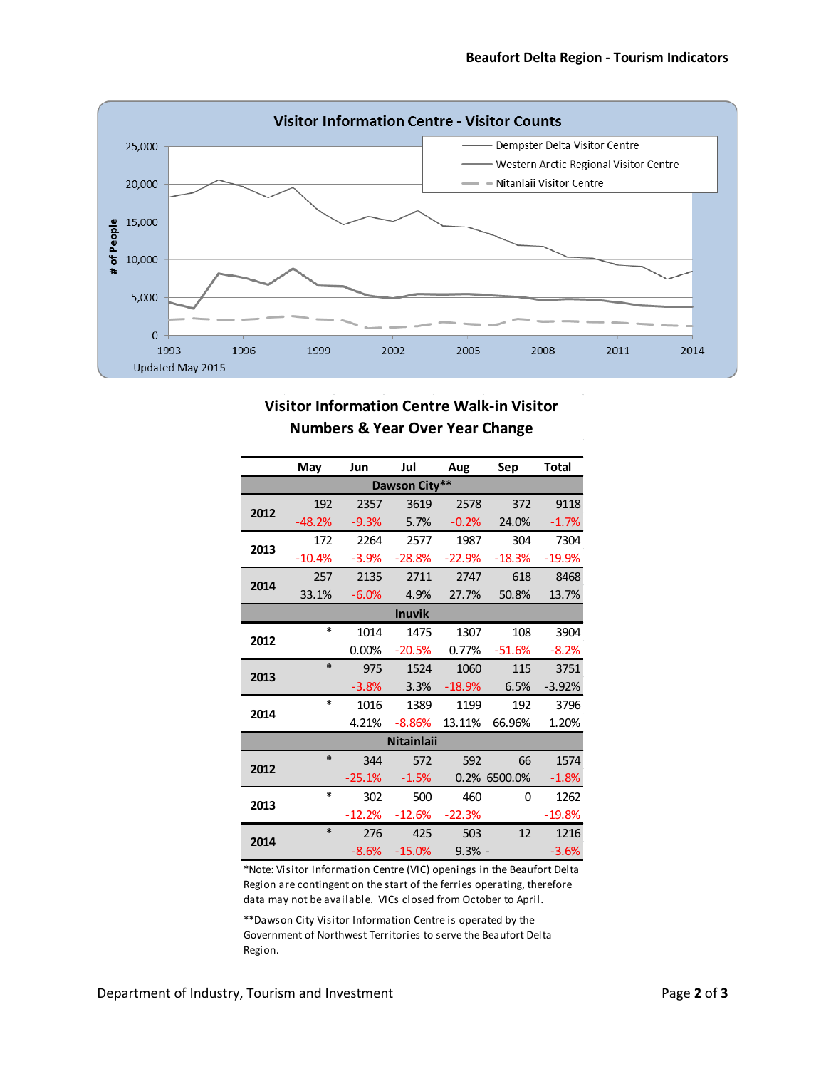## Visitor Information Centre - Visitor Counts

Updated May 2015

## Visitor Information Centre Walk-in Visitor Numbers & Year Over Year Change

| | May | Jun | Jul | Aug | Sep | Total |
|---|---|---|---|---|---|---|
| **Dawson City**** | | | | | | |
| **2012** | 192 | 2357 | 3619 | 2578 | 372 | 9118 |
| | -48.2% | -9.3% | 5.7% | -0.2% | 24.0% | -1.7% |
| **2013** | 172 | 2264 | 2577 | 1987 | 304 | 7304 |
| | -10.4% | -3.9% | -28.8% | -22.9% | -18.3% | -19.9% |
| **2014** | 257 | 2135 | 2711 | 2747 | 618 | 8468 |
| | 33.1% | -6.0% | 4.9% | 27.7% | 50.8% | 13.7% |
| **Inuvik** | | | | | | |
| **2012** | * | 1014 | 1475 | 1307 | 108 | 3904 |
| | | 0.00% | -20.5% | 0.77% | -51.6% | -8.2% |
| **2013** | * | 975 | 1524 | 1060 | 115 | 3751 |
| | | -3.8% | 3.3% | -18.9% | 6.5% | -3.92% |
| **2014** | * | 1016 | 1389 | 1199 | 192 | 3796 |
| | | 4.21% | -8.86% | 13.11% | 66.96% | 1.20% |
| **Nitainlaii** | | | | | | |
| **2012** | * | 344 | 572 | 592 | 66 | 1574 |
| | | -25.1% | -1.5% | 0.2% | 6500.0% | -1.8% |
| **2013** | * | 302 | 500 | 460 | 0 | 1262 |
| | | -12.2% | -12.6% | -22.3% | | -19.8% |
| **2014** | * | 276 | 425 | 503 | 12 | 1216 |
| | | -8.6% | -15.0% | 9.3% | - | -3.6% |

*Note: Visitor Information Centre (VIC) openings in the Beaufort Delta Region are contingent on the start of the ferries operating, therefore data may not be available. VICs closed from October to April.

**Dawson City Visitor Information Centre is operated by the Government of Northwest Territories to serve the Beaufort Delta Region.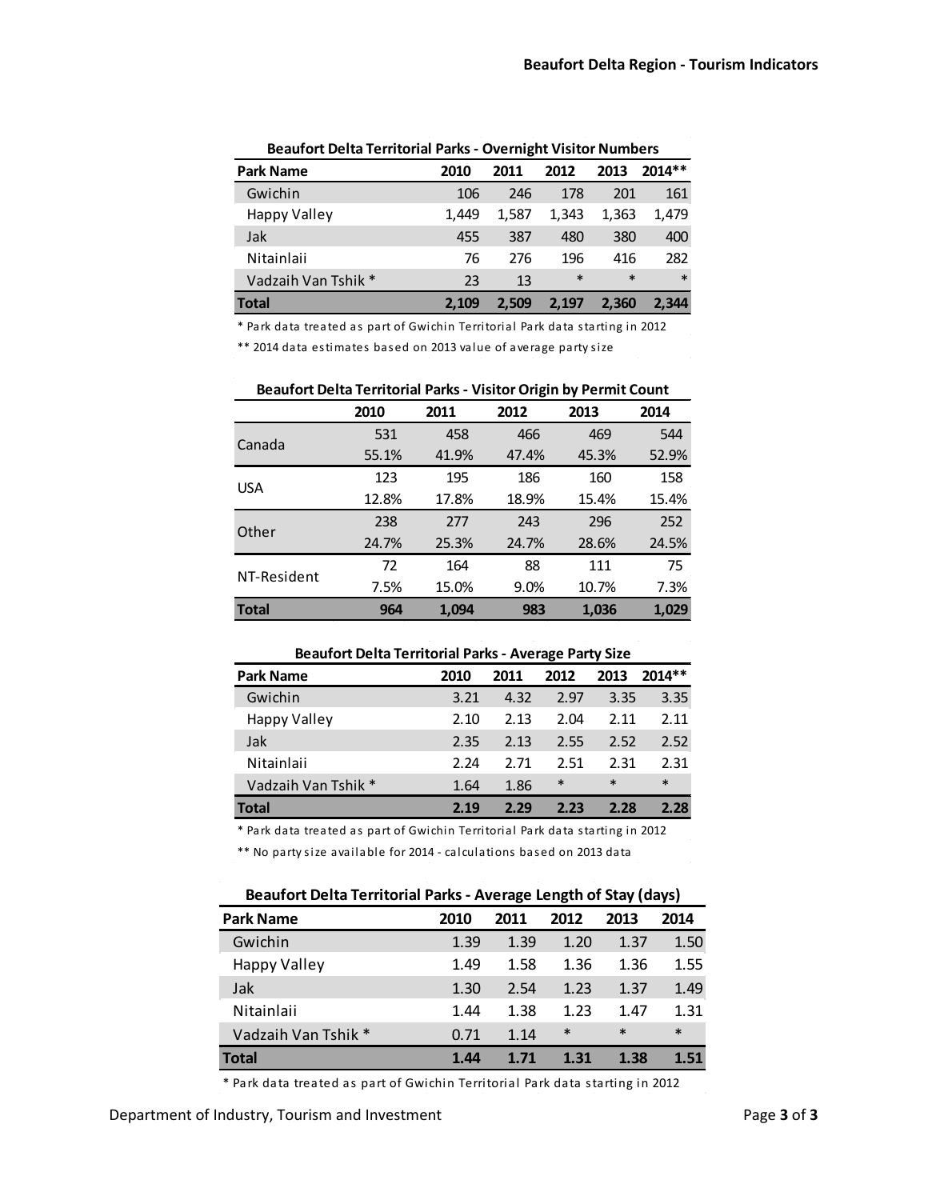**Beaufort Delta Territorial Parks - Overnight Visitor Numbers**

| Park Name | 2010 | 2011 | 2012 | 2013 | 2014** |
|---|---|---|---|---|---|
| Gwichin | 106 | 246 | 178 | 201 | 161 |
| Happy Valley | 1,449 | 1,587 | 1,343 | 1,363 | 1,479 |
| Jak | 455 | 387 | 480 | 380 | 400 |
| Nitainlaii | 76 | 276 | 196 | 416 | 282 |
| Vadzaih Van Tshik * | 23 | 13 | * | * | * |
| **Total** | **2,109** | **2,509** | **2,197** | **2,360** | **2,344** |

\* Park data treated as part of Gwichin Territorial Park data starting in 2012

** 2014 data estimates based on 2013 value of average party size

**Beaufort Delta Territorial Parks - Visitor Origin by Permit Count**

| | 2010 | 2011 | 2012 | 2013 | 2014 |
|---|---|---|---|---|---|
| Canada | 531 | 458 | 466 | 469 | 544 |
| | 55.1% | 41.9% | 47.4% | 45.3% | 52.9% |
| USA | 123 | 195 | 186 | 160 | 158 |
| | 12.8% | 17.8% | 18.9% | 15.4% | 15.4% |
| Other | 238 | 277 | 243 | 296 | 252 |
| | 24.7% | 25.3% | 24.7% | 28.6% | 24.5% |
| NT-Resident | 72 | 164 | 88 | 111 | 75 |
| | 7.5% | 15.0% | 9.0% | 10.7% | 7.3% |
| **Total** | **964** | **1,094** | **983** | **1,036** | **1,029** |

**Beaufort Delta Territorial Parks - Average Party Size**

| Park Name | 2010 | 2011 | 2012 | 2013 | 2014** |
|---|---|---|---|---|---|
| Gwichin | 3.21 | 4.32 | 2.97 | 3.35 | 3.35 |
| Happy Valley | 2.10 | 2.13 | 2.04 | 2.11 | 2.11 |
| Jak | 2.35 | 2.13 | 2.55 | 2.52 | 2.52 |
| Nitainlaii | 2.24 | 2.71 | 2.51 | 2.31 | 2.31 |
| Vadzaih Van Tshik * | 1.64 | 1.86 | * | * | * |
| **Total** | **2.19** | **2.29** | **2.23** | **2.28** | **2.28** |

\* Park data treated as part of Gwichin Territorial Park data starting in 2012

** No party size available for 2014 - calculations based on 2013 data

**Beaufort Delta Territorial Parks - Average Length of Stay (days)**

| Park Name | 2010 | 2011 | 2012 | 2013 | 2014 |
|---|---|---|---|---|---|
| Gwichin | 1.39 | 1.39 | 1.20 | 1.37 | 1.50 |
| Happy Valley | 1.49 | 1.58 | 1.36 | 1.36 | 1.55 |
| Jak | 1.30 | 2.54 | 1.23 | 1.37 | 1.49 |
| Nitainlaii | 1.44 | 1.38 | 1.23 | 1.47 | 1.31 |
| Vadzaih Van Tshik * | 0.71 | 1.14 | * | * | * |
| **Total** | **1.44** | **1.71** | **1.31** | **1.38** | **1.51** |

\* Park data treated as part of Gwichin Territorial Park data starting in 2012